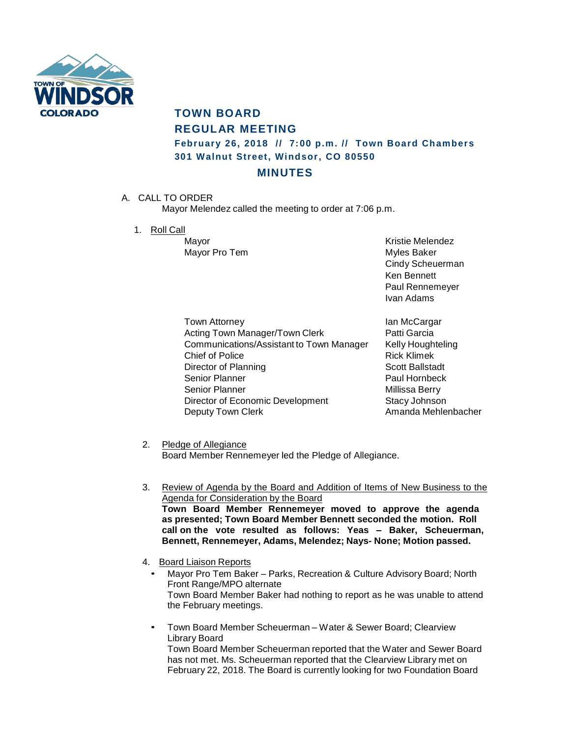# TOWN BOARD

## REGULAR MEETING

**February 26, 2018 // 7:00 p.m. // Town Board Chambers**
**301 Walnut Street, Windsor, CO 80550**

## MINUTES

A. CALL TO ORDER

Mayor Melendez called the meeting to order at 7:06 p.m.

1. Roll Call

| | |
|---|---|
| Mayor | Kristie Melendez |
| Mayor Pro Tem | Myles Baker |
| | Cindy Scheuerman |
| | Ken Bennett |
| | Paul Rennemeyer |
| | Ivan Adams |
| | |
| Town Attorney | Ian McCargar |
| Acting Town Manager/Town Clerk | Patti Garcia |
| Communications/Assistant to Town Manager | Kelly Houghteling |
| Chief of Police | Rick Klimek |
| Director of Planning | Scott Ballstadt |
| Senior Planner | Paul Hornbeck |
| Senior Planner | Millissa Berry |
| Director of Economic Development | Stacy Johnson |
| Deputy Town Clerk | Amanda Mehlenbacher |

2. Pledge of Allegiance

Board Member Rennemeyer led the Pledge of Allegiance.

3. Review of Agenda by the Board and Addition of Items of New Business to the Agenda for Consideration by the Board

**Town Board Member Rennemeyer moved to approve the agenda as presented; Town Board Member Bennett seconded the motion. Roll call on the vote resulted as follows: Yeas – Baker, Scheuerman, Bennett, Rennemeyer, Adams, Melendez; Nays- None; Motion passed.**

4. Board Liaison Reports

- Mayor Pro Tem Baker – Parks, Recreation & Culture Advisory Board; North Front Range/MPO alternate
  Town Board Member Baker had nothing to report as he was unable to attend the February meetings.

- Town Board Member Scheuerman – Water & Sewer Board; Clearview Library Board
  Town Board Member Scheuerman reported that the Water and Sewer Board has not met. Ms. Scheuerman reported that the Clearview Library met on February 22, 2018. The Board is currently looking for two Foundation Board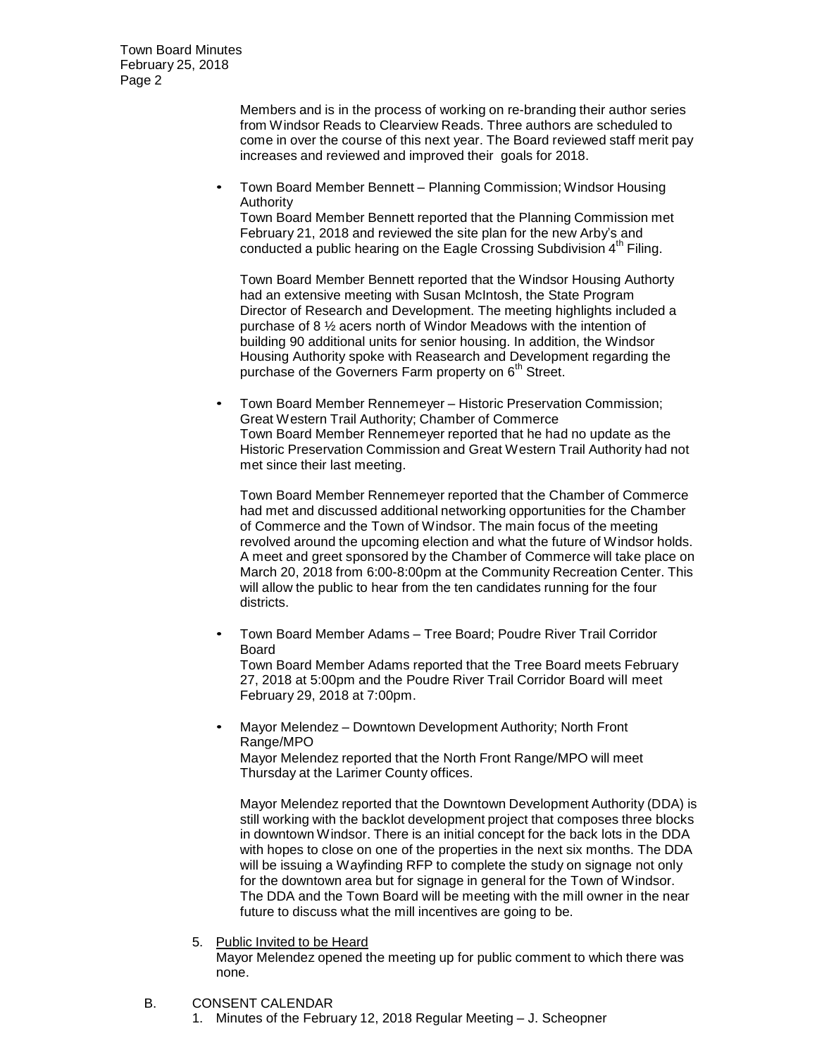Members and is in the process of working on re-branding their author series from Windsor Reads to Clearview Reads. Three authors are scheduled to come in over the course of this next year. The Board reviewed staff merit pay increases and reviewed and improved their goals for 2018.

- Town Board Member Bennett – Planning Commission; Windsor Housing Authority

  Town Board Member Bennett reported that the Planning Commission met February 21, 2018 and reviewed the site plan for the new Arby's and conducted a public hearing on the Eagle Crossing Subdivision 4th Filing.

  Town Board Member Bennett reported that the Windsor Housing Authority had an extensive meeting with Susan McIntosh, the State Program Director of Research and Development. The meeting highlights included a purchase of 8 ½ acers north of Windor Meadows with the intention of building 90 additional units for senior housing. In addition, the Windsor Housing Authority spoke with Reasearch and Development regarding the purchase of the Governers Farm property on 6th Street.

- Town Board Member Rennemeyer – Historic Preservation Commission; Great Western Trail Authority; Chamber of Commerce

  Town Board Member Rennemeyer reported that he had no update as the Historic Preservation Commission and Great Western Trail Authority had not met since their last meeting.

  Town Board Member Rennemeyer reported that the Chamber of Commerce had met and discussed additional networking opportunities for the Chamber of Commerce and the Town of Windsor. The main focus of the meeting revolved around the upcoming election and what the future of Windsor holds. A meet and greet sponsored by the Chamber of Commerce will take place on March 20, 2018 from 6:00-8:00pm at the Community Recreation Center. This will allow the public to hear from the ten candidates running for the four districts.

- Town Board Member Adams – Tree Board; Poudre River Trail Corridor Board

  Town Board Member Adams reported that the Tree Board meets February 27, 2018 at 5:00pm and the Poudre River Trail Corridor Board will meet February 29, 2018 at 7:00pm.

- Mayor Melendez – Downtown Development Authority; North Front Range/MPO

  Mayor Melendez reported that the North Front Range/MPO will meet Thursday at the Larimer County offices.

  Mayor Melendez reported that the Downtown Development Authority (DDA) is still working with the backlot development project that composes three blocks in downtown Windsor. There is an initial concept for the back lots in the DDA with hopes to close on one of the properties in the next six months. The DDA will be issuing a Wayfinding RFP to complete the study on signage not only for the downtown area but for signage in general for the Town of Windsor. The DDA and the Town Board will be meeting with the mill owner in the near future to discuss what the mill incentives are going to be.

5. <u>Public Invited to be Heard</u>

   Mayor Melendez opened the meeting up for public comment to which there was none.

B. CONSENT CALENDAR

1. Minutes of the February 12, 2018 Regular Meeting – J. Scheopner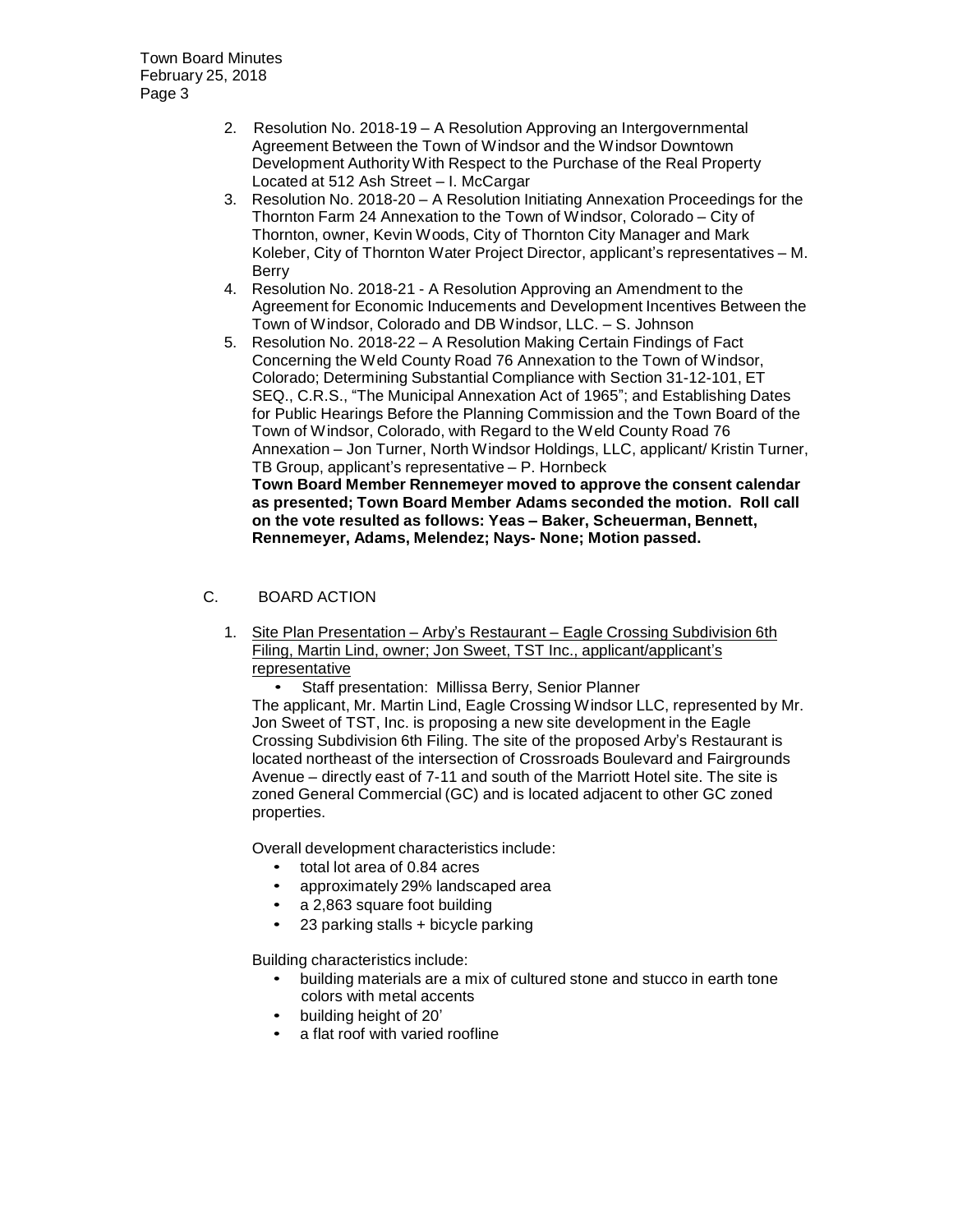2. Resolution No. 2018-19 – A Resolution Approving an Intergovernmental Agreement Between the Town of Windsor and the Windsor Downtown Development Authority With Respect to the Purchase of the Real Property Located at 512 Ash Street – I. McCargar
3. Resolution No. 2018-20 – A Resolution Initiating Annexation Proceedings for the Thornton Farm 24 Annexation to the Town of Windsor, Colorado – City of Thornton, owner, Kevin Woods, City of Thornton City Manager and Mark Koleber, City of Thornton Water Project Director, applicant's representatives – M. Berry
4. Resolution No. 2018-21 - A Resolution Approving an Amendment to the Agreement for Economic Inducements and Development Incentives Between the Town of Windsor, Colorado and DB Windsor, LLC. – S. Johnson
5. Resolution No. 2018-22 – A Resolution Making Certain Findings of Fact Concerning the Weld County Road 76 Annexation to the Town of Windsor, Colorado; Determining Substantial Compliance with Section 31-12-101, ET SEQ., C.R.S., "The Municipal Annexation Act of 1965"; and Establishing Dates for Public Hearings Before the Planning Commission and the Town Board of the Town of Windsor, Colorado, with Regard to the Weld County Road 76 Annexation – Jon Turner, North Windsor Holdings, LLC, applicant/ Kristin Turner, TB Group, applicant's representative – P. Hornbeck

   **Town Board Member Rennemeyer moved to approve the consent calendar as presented; Town Board Member Adams seconded the motion. Roll call on the vote resulted as follows: Yeas – Baker, Scheuerman, Bennett, Rennemeyer, Adams, Melendez; Nays- None; Motion passed.**

C. BOARD ACTION

1. Site Plan Presentation – Arby's Restaurant – Eagle Crossing Subdivision 6th Filing, Martin Lind, owner; Jon Sweet, TST Inc., applicant/applicant's representative

   - Staff presentation: Millissa Berry, Senior Planner

   The applicant, Mr. Martin Lind, Eagle Crossing Windsor LLC, represented by Mr. Jon Sweet of TST, Inc. is proposing a new site development in the Eagle Crossing Subdivision 6th Filing. The site of the proposed Arby's Restaurant is located northeast of the intersection of Crossroads Boulevard and Fairgrounds Avenue – directly east of 7-11 and south of the Marriott Hotel site. The site is zoned General Commercial (GC) and is located adjacent to other GC zoned properties.

   Overall development characteristics include:

   - total lot area of 0.84 acres
   - approximately 29% landscaped area
   - a 2,863 square foot building
   - 23 parking stalls + bicycle parking

   Building characteristics include:

   - building materials are a mix of cultured stone and stucco in earth tone colors with metal accents
   - building height of 20'
   - a flat roof with varied roofline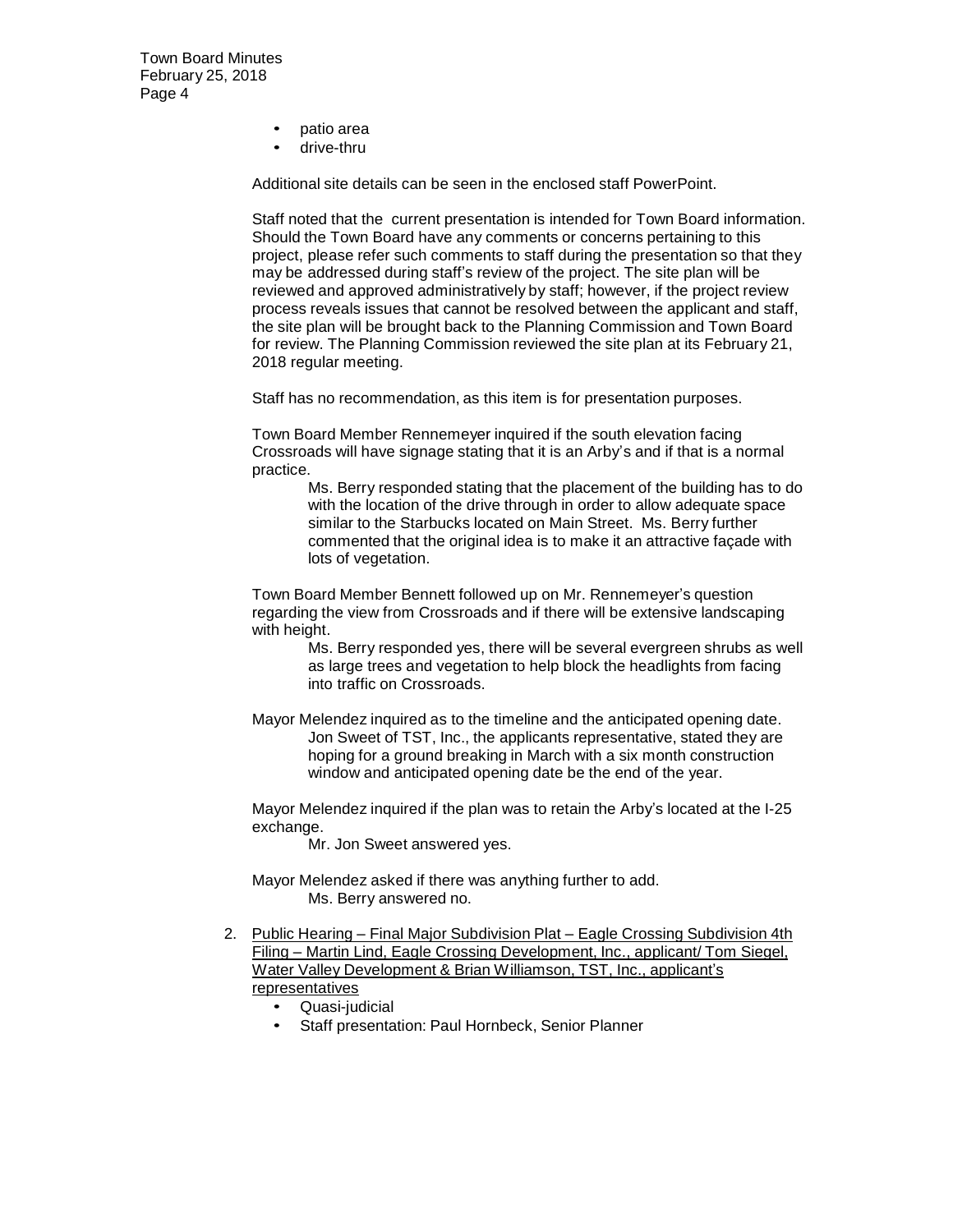- patio area
- drive-thru

Additional site details can be seen in the enclosed staff PowerPoint.

Staff noted that the current presentation is intended for Town Board information. Should the Town Board have any comments or concerns pertaining to this project, please refer such comments to staff during the presentation so that they may be addressed during staff's review of the project. The site plan will be reviewed and approved administratively by staff; however, if the project review process reveals issues that cannot be resolved between the applicant and staff, the site plan will be brought back to the Planning Commission and Town Board for review. The Planning Commission reviewed the site plan at its February 21, 2018 regular meeting.

Staff has no recommendation, as this item is for presentation purposes.

Town Board Member Rennemeyer inquired if the south elevation facing Crossroads will have signage stating that it is an Arby's and if that is a normal practice.

> Ms. Berry responded stating that the placement of the building has to do with the location of the drive through in order to allow adequate space similar to the Starbucks located on Main Street. Ms. Berry further commented that the original idea is to make it an attractive façade with lots of vegetation.

Town Board Member Bennett followed up on Mr. Rennemeyer's question regarding the view from Crossroads and if there will be extensive landscaping with height.

> Ms. Berry responded yes, there will be several evergreen shrubs as well as large trees and vegetation to help block the headlights from facing into traffic on Crossroads.

Mayor Melendez inquired as to the timeline and the anticipated opening date.

> Jon Sweet of TST, Inc., the applicants representative, stated they are hoping for a ground breaking in March with a six month construction window and anticipated opening date be the end of the year.

Mayor Melendez inquired if the plan was to retain the Arby's located at the I-25 exchange.

> Mr. Jon Sweet answered yes.

Mayor Melendez asked if there was anything further to add.

> Ms. Berry answered no.

2. Public Hearing – Final Major Subdivision Plat – Eagle Crossing Subdivision 4th Filing – Martin Lind, Eagle Crossing Development, Inc., applicant/ Tom Siegel, Water Valley Development & Brian Williamson, TST, Inc., applicant's representatives
   - Quasi-judicial
   - Staff presentation: Paul Hornbeck, Senior Planner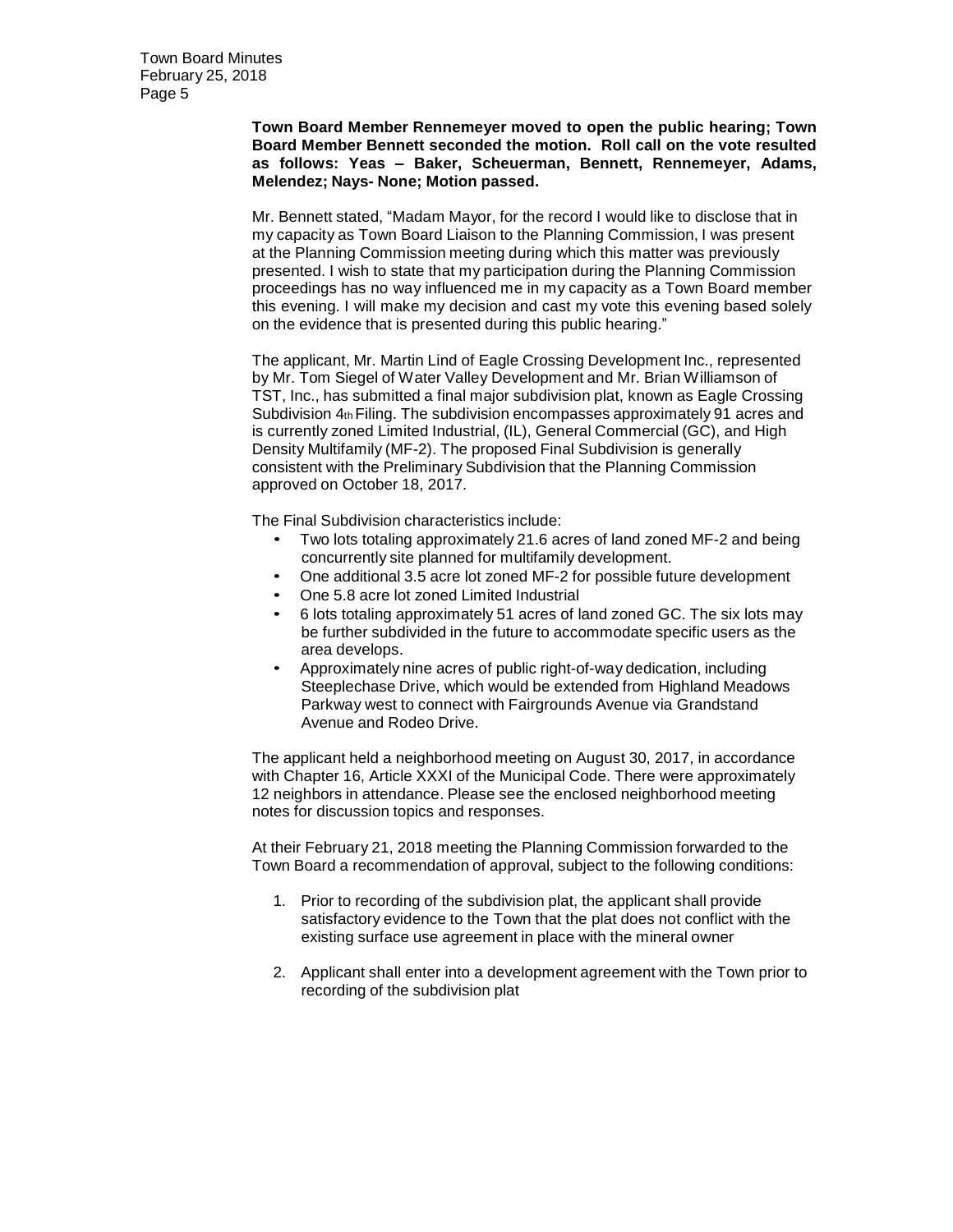**Town Board Member Rennemeyer moved to open the public hearing; Town Board Member Bennett seconded the motion. Roll call on the vote resulted as follows: Yeas – Baker, Scheuerman, Bennett, Rennemeyer, Adams, Melendez; Nays- None; Motion passed.**

Mr. Bennett stated, "Madam Mayor, for the record I would like to disclose that in my capacity as Town Board Liaison to the Planning Commission, I was present at the Planning Commission meeting during which this matter was previously presented. I wish to state that my participation during the Planning Commission proceedings has no way influenced me in my capacity as a Town Board member this evening. I will make my decision and cast my vote this evening based solely on the evidence that is presented during this public hearing."

The applicant, Mr. Martin Lind of Eagle Crossing Development Inc., represented by Mr. Tom Siegel of Water Valley Development and Mr. Brian Williamson of TST, Inc., has submitted a final major subdivision plat, known as Eagle Crossing Subdivision 4th Filing. The subdivision encompasses approximately 91 acres and is currently zoned Limited Industrial, (IL), General Commercial (GC), and High Density Multifamily (MF-2). The proposed Final Subdivision is generally consistent with the Preliminary Subdivision that the Planning Commission approved on October 18, 2017.

The Final Subdivision characteristics include:

- Two lots totaling approximately 21.6 acres of land zoned MF-2 and being concurrently site planned for multifamily development.
- One additional 3.5 acre lot zoned MF-2 for possible future development
- One 5.8 acre lot zoned Limited Industrial
- 6 lots totaling approximately 51 acres of land zoned GC. The six lots may be further subdivided in the future to accommodate specific users as the area develops.
- Approximately nine acres of public right-of-way dedication, including Steeplechase Drive, which would be extended from Highland Meadows Parkway west to connect with Fairgrounds Avenue via Grandstand Avenue and Rodeo Drive.

The applicant held a neighborhood meeting on August 30, 2017, in accordance with Chapter 16, Article XXXI of the Municipal Code. There were approximately 12 neighbors in attendance. Please see the enclosed neighborhood meeting notes for discussion topics and responses.

At their February 21, 2018 meeting the Planning Commission forwarded to the Town Board a recommendation of approval, subject to the following conditions:

1. Prior to recording of the subdivision plat, the applicant shall provide satisfactory evidence to the Town that the plat does not conflict with the existing surface use agreement in place with the mineral owner

2. Applicant shall enter into a development agreement with the Town prior to recording of the subdivision plat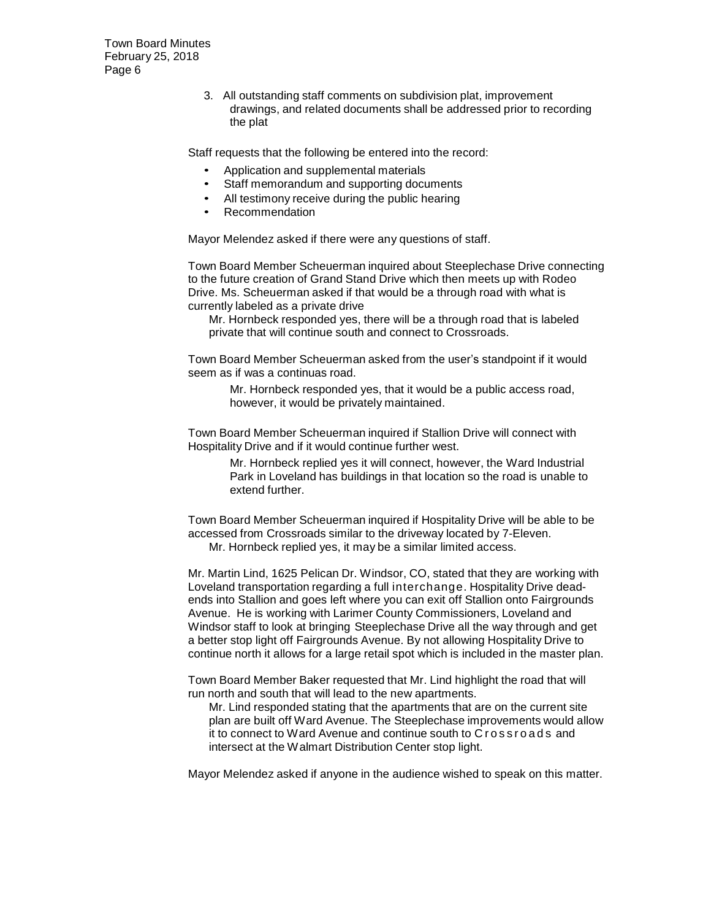3. All outstanding staff comments on subdivision plat, improvement drawings, and related documents shall be addressed prior to recording the plat

Staff requests that the following be entered into the record:

- Application and supplemental materials
- Staff memorandum and supporting documents
- All testimony receive during the public hearing
- Recommendation

Mayor Melendez asked if there were any questions of staff.

Town Board Member Scheuerman inquired about Steeplechase Drive connecting to the future creation of Grand Stand Drive which then meets up with Rodeo Drive. Ms. Scheuerman asked if that would be a through road with what is currently labeled as a private drive

> Mr. Hornbeck responded yes, there will be a through road that is labeled private that will continue south and connect to Crossroads.

Town Board Member Scheuerman asked from the user's standpoint if it would seem as if was a continuas road.

> Mr. Hornbeck responded yes, that it would be a public access road, however, it would be privately maintained.

Town Board Member Scheuerman inquired if Stallion Drive will connect with Hospitality Drive and if it would continue further west.

> Mr. Hornbeck replied yes it will connect, however, the Ward Industrial Park in Loveland has buildings in that location so the road is unable to extend further.

Town Board Member Scheuerman inquired if Hospitality Drive will be able to be accessed from Crossroads similar to the driveway located by 7-Eleven.

> Mr. Hornbeck replied yes, it may be a similar limited access.

Mr. Martin Lind, 1625 Pelican Dr. Windsor, CO, stated that they are working with Loveland transportation regarding a full interchange. Hospitality Drive dead-ends into Stallion and goes left where you can exit off Stallion onto Fairgrounds Avenue. He is working with Larimer County Commissioners, Loveland and Windsor staff to look at bringing Steeplechase Drive all the way through and get a better stop light off Fairgrounds Avenue. By not allowing Hospitality Drive to continue north it allows for a large retail spot which is included in the master plan.

Town Board Member Baker requested that Mr. Lind highlight the road that will run north and south that will lead to the new apartments.

> Mr. Lind responded stating that the apartments that are on the current site plan are built off Ward Avenue. The Steeplechase improvements would allow it to connect to Ward Avenue and continue south to Crossroads and intersect at the Walmart Distribution Center stop light.

Mayor Melendez asked if anyone in the audience wished to speak on this matter.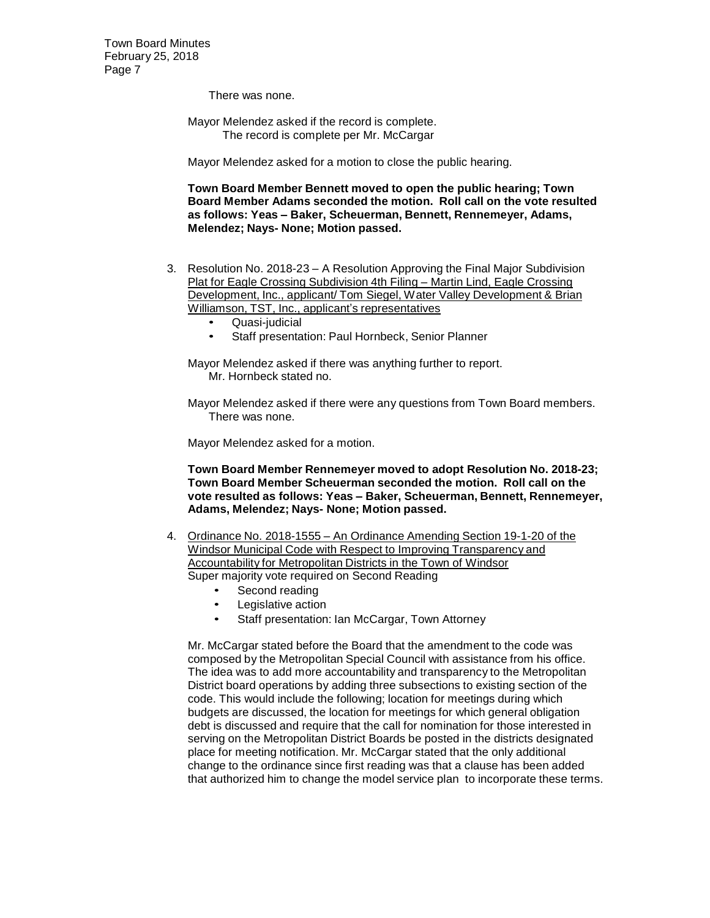There was none.

Mayor Melendez asked if the record is complete.
The record is complete per Mr. McCargar

Mayor Melendez asked for a motion to close the public hearing.

**Town Board Member Bennett moved to open the public hearing; Town Board Member Adams seconded the motion. Roll call on the vote resulted as follows: Yeas – Baker, Scheuerman, Bennett, Rennemeyer, Adams, Melendez; Nays- None; Motion passed.**

3. Resolution No. 2018-23 – A Resolution Approving the Final Major Subdivision Plat for Eagle Crossing Subdivision 4th Filing – Martin Lind, Eagle Crossing Development, Inc., applicant/ Tom Siegel, Water Valley Development & Brian Williamson, TST, Inc., applicant's representatives
   - Quasi-judicial
   - Staff presentation: Paul Hornbeck, Senior Planner

   Mayor Melendez asked if there was anything further to report.
   Mr. Hornbeck stated no.

   Mayor Melendez asked if there were any questions from Town Board members.
   There was none.

   Mayor Melendez asked for a motion.

   **Town Board Member Rennemeyer moved to adopt Resolution No. 2018-23; Town Board Member Scheuerman seconded the motion. Roll call on the vote resulted as follows: Yeas – Baker, Scheuerman, Bennett, Rennemeyer, Adams, Melendez; Nays- None; Motion passed.**

4. Ordinance No. 2018-1555 – An Ordinance Amending Section 19-1-20 of the Windsor Municipal Code with Respect to Improving Transparency and Accountability for Metropolitan Districts in the Town of Windsor
   Super majority vote required on Second Reading
   - Second reading
   - Legislative action
   - Staff presentation: Ian McCargar, Town Attorney

   Mr. McCargar stated before the Board that the amendment to the code was composed by the Metropolitan Special Council with assistance from his office. The idea was to add more accountability and transparency to the Metropolitan District board operations by adding three subsections to existing section of the code. This would include the following; location for meetings during which budgets are discussed, the location for meetings for which general obligation debt is discussed and require that the call for nomination for those interested in serving on the Metropolitan District Boards be posted in the districts designated place for meeting notification. Mr. McCargar stated that the only additional change to the ordinance since first reading was that a clause has been added that authorized him to change the model service plan to incorporate these terms.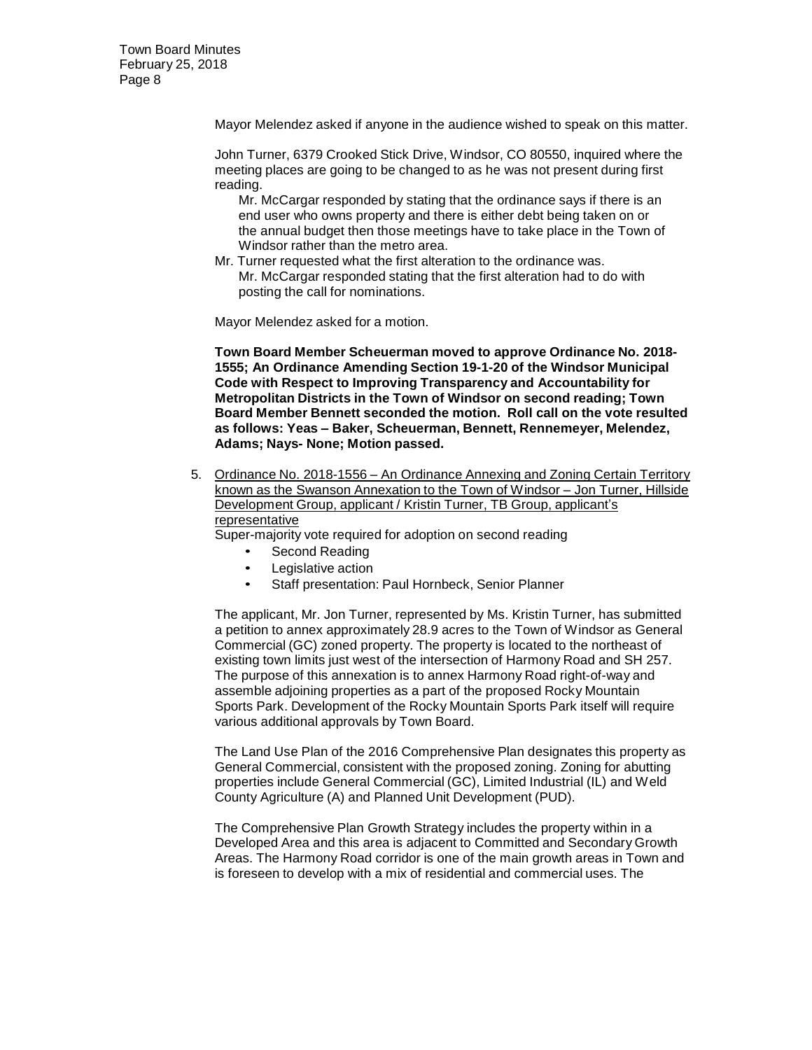Mayor Melendez asked if anyone in the audience wished to speak on this matter.

John Turner, 6379 Crooked Stick Drive, Windsor, CO 80550, inquired where the meeting places are going to be changed to as he was not present during first reading.

> Mr. McCargar responded by stating that the ordinance says if there is an end user who owns property and there is either debt being taken on or the annual budget then those meetings have to take place in the Town of Windsor rather than the metro area.

Mr. Turner requested what the first alteration to the ordinance was.

> Mr. McCargar responded stating that the first alteration had to do with posting the call for nominations.

Mayor Melendez asked for a motion.

**Town Board Member Scheuerman moved to approve Ordinance No. 2018-1555; An Ordinance Amending Section 19-1-20 of the Windsor Municipal Code with Respect to Improving Transparency and Accountability for Metropolitan Districts in the Town of Windsor on second reading; Town Board Member Bennett seconded the motion. Roll call on the vote resulted as follows: Yeas – Baker, Scheuerman, Bennett, Rennemeyer, Melendez, Adams; Nays- None; Motion passed.**

5. Ordinance No. 2018-1556 – An Ordinance Annexing and Zoning Certain Territory known as the Swanson Annexation to the Town of Windsor – Jon Turner, Hillside Development Group, applicant / Kristin Turner, TB Group, applicant's representative

   Super-majority vote required for adoption on second reading

   - Second Reading
   - Legislative action
   - Staff presentation: Paul Hornbeck, Senior Planner

   The applicant, Mr. Jon Turner, represented by Ms. Kristin Turner, has submitted a petition to annex approximately 28.9 acres to the Town of Windsor as General Commercial (GC) zoned property. The property is located to the northeast of existing town limits just west of the intersection of Harmony Road and SH 257. The purpose of this annexation is to annex Harmony Road right-of-way and assemble adjoining properties as a part of the proposed Rocky Mountain Sports Park. Development of the Rocky Mountain Sports Park itself will require various additional approvals by Town Board.

   The Land Use Plan of the 2016 Comprehensive Plan designates this property as General Commercial, consistent with the proposed zoning. Zoning for abutting properties include General Commercial (GC), Limited Industrial (IL) and Weld County Agriculture (A) and Planned Unit Development (PUD).

   The Comprehensive Plan Growth Strategy includes the property within in a Developed Area and this area is adjacent to Committed and Secondary Growth Areas. The Harmony Road corridor is one of the main growth areas in Town and is foreseen to develop with a mix of residential and commercial uses. The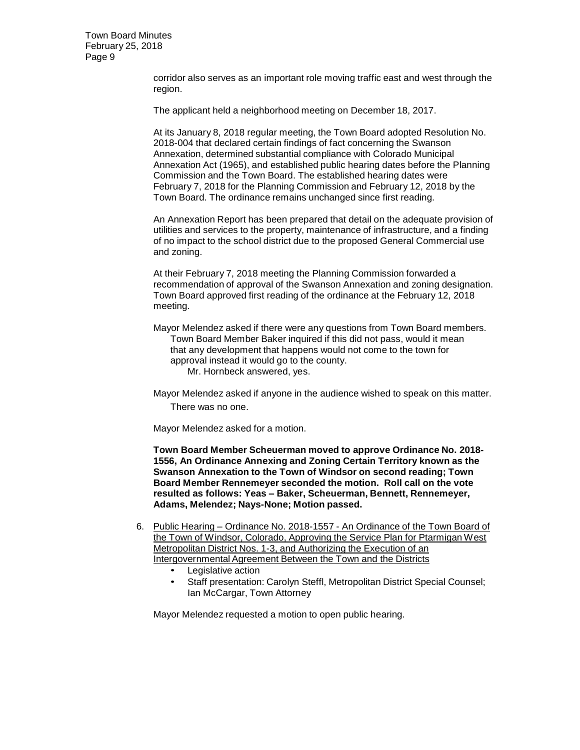corridor also serves as an important role moving traffic east and west through the region.

The applicant held a neighborhood meeting on December 18, 2017.

At its January 8, 2018 regular meeting, the Town Board adopted Resolution No. 2018-004 that declared certain findings of fact concerning the Swanson Annexation, determined substantial compliance with Colorado Municipal Annexation Act (1965), and established public hearing dates before the Planning Commission and the Town Board. The established hearing dates were February 7, 2018 for the Planning Commission and February 12, 2018 by the Town Board. The ordinance remains unchanged since first reading.

An Annexation Report has been prepared that detail on the adequate provision of utilities and services to the property, maintenance of infrastructure, and a finding of no impact to the school district due to the proposed General Commercial use and zoning.

At their February 7, 2018 meeting the Planning Commission forwarded a recommendation of approval of the Swanson Annexation and zoning designation. Town Board approved first reading of the ordinance at the February 12, 2018 meeting.

Mayor Melendez asked if there were any questions from Town Board members.

Town Board Member Baker inquired if this did not pass, would it mean that any development that happens would not come to the town for approval instead it would go to the county.

Mr. Hornbeck answered, yes.

Mayor Melendez asked if anyone in the audience wished to speak on this matter.

There was no one.

Mayor Melendez asked for a motion.

**Town Board Member Scheuerman moved to approve Ordinance No. 2018-1556, An Ordinance Annexing and Zoning Certain Territory known as the Swanson Annexation to the Town of Windsor on second reading; Town Board Member Rennemeyer seconded the motion. Roll call on the vote resulted as follows: Yeas – Baker, Scheuerman, Bennett, Rennemeyer, Adams, Melendez; Nays-None; Motion passed.**

6. Public Hearing – Ordinance No. 2018-1557 - An Ordinance of the Town Board of the Town of Windsor, Colorado, Approving the Service Plan for Ptarmigan West Metropolitan District Nos. 1-3, and Authorizing the Execution of an Intergovernmental Agreement Between the Town and the Districts
   - Legislative action
   - Staff presentation: Carolyn Steffl, Metropolitan District Special Counsel; Ian McCargar, Town Attorney

Mayor Melendez requested a motion to open public hearing.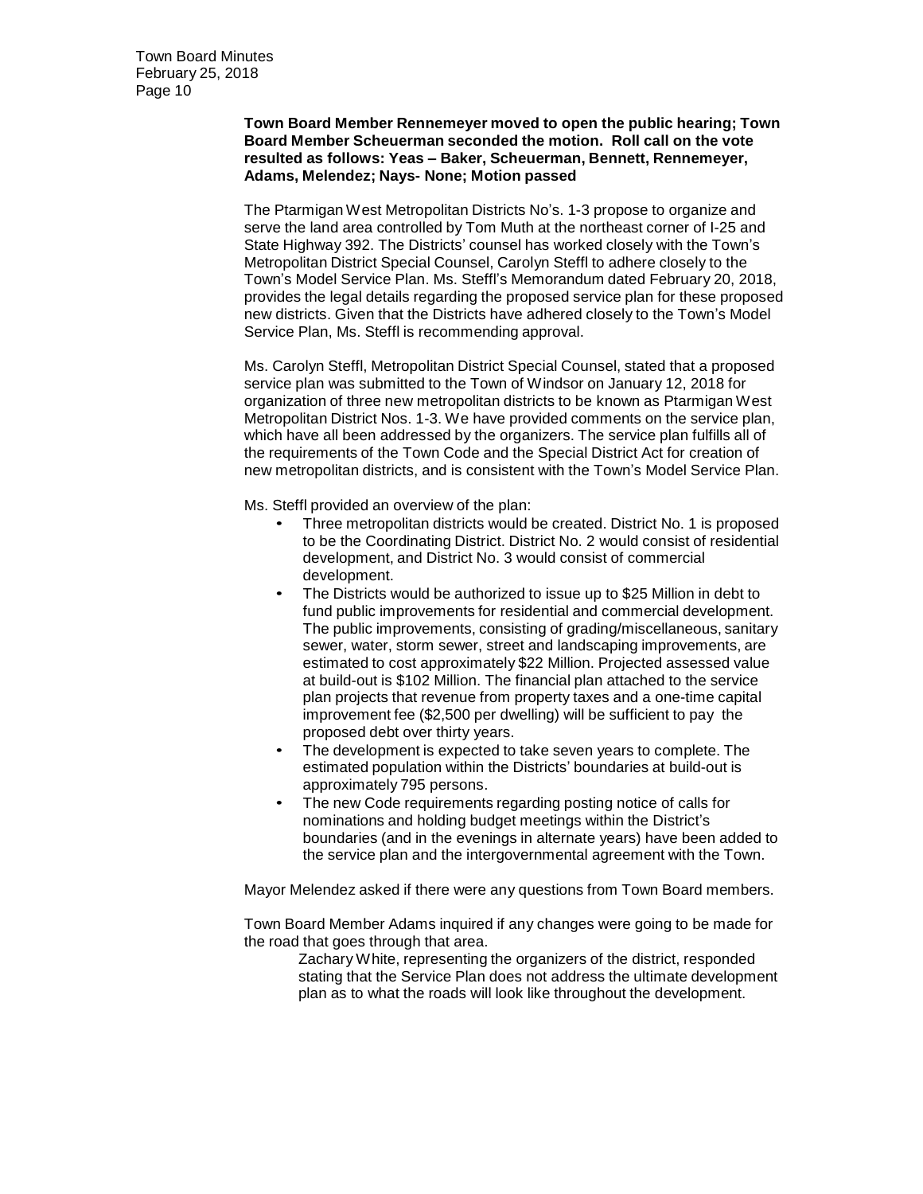**Town Board Member Rennemeyer moved to open the public hearing; Town Board Member Scheuerman seconded the motion. Roll call on the vote resulted as follows: Yeas – Baker, Scheuerman, Bennett, Rennemeyer, Adams, Melendez; Nays- None; Motion passed**

The Ptarmigan West Metropolitan Districts No's. 1-3 propose to organize and serve the land area controlled by Tom Muth at the northeast corner of I-25 and State Highway 392. The Districts' counsel has worked closely with the Town's Metropolitan District Special Counsel, Carolyn Steffl to adhere closely to the Town's Model Service Plan. Ms. Steffl's Memorandum dated February 20, 2018, provides the legal details regarding the proposed service plan for these proposed new districts. Given that the Districts have adhered closely to the Town's Model Service Plan, Ms. Steffl is recommending approval.

Ms. Carolyn Steffl, Metropolitan District Special Counsel, stated that a proposed service plan was submitted to the Town of Windsor on January 12, 2018 for organization of three new metropolitan districts to be known as Ptarmigan West Metropolitan District Nos. 1-3. We have provided comments on the service plan, which have all been addressed by the organizers. The service plan fulfills all of the requirements of the Town Code and the Special District Act for creation of new metropolitan districts, and is consistent with the Town's Model Service Plan.

Ms. Steffl provided an overview of the plan:

- Three metropolitan districts would be created. District No. 1 is proposed to be the Coordinating District. District No. 2 would consist of residential development, and District No. 3 would consist of commercial development.
- The Districts would be authorized to issue up to $25 Million in debt to fund public improvements for residential and commercial development. The public improvements, consisting of grading/miscellaneous, sanitary sewer, water, storm sewer, street and landscaping improvements, are estimated to cost approximately $22 Million. Projected assessed value at build-out is $102 Million. The financial plan attached to the service plan projects that revenue from property taxes and a one-time capital improvement fee ($2,500 per dwelling) will be sufficient to pay the proposed debt over thirty years.
- The development is expected to take seven years to complete. The estimated population within the Districts' boundaries at build-out is approximately 795 persons.
- The new Code requirements regarding posting notice of calls for nominations and holding budget meetings within the District's boundaries (and in the evenings in alternate years) have been added to the service plan and the intergovernmental agreement with the Town.

Mayor Melendez asked if there were any questions from Town Board members.

Town Board Member Adams inquired if any changes were going to be made for the road that goes through that area.

Zachary White, representing the organizers of the district, responded stating that the Service Plan does not address the ultimate development plan as to what the roads will look like throughout the development.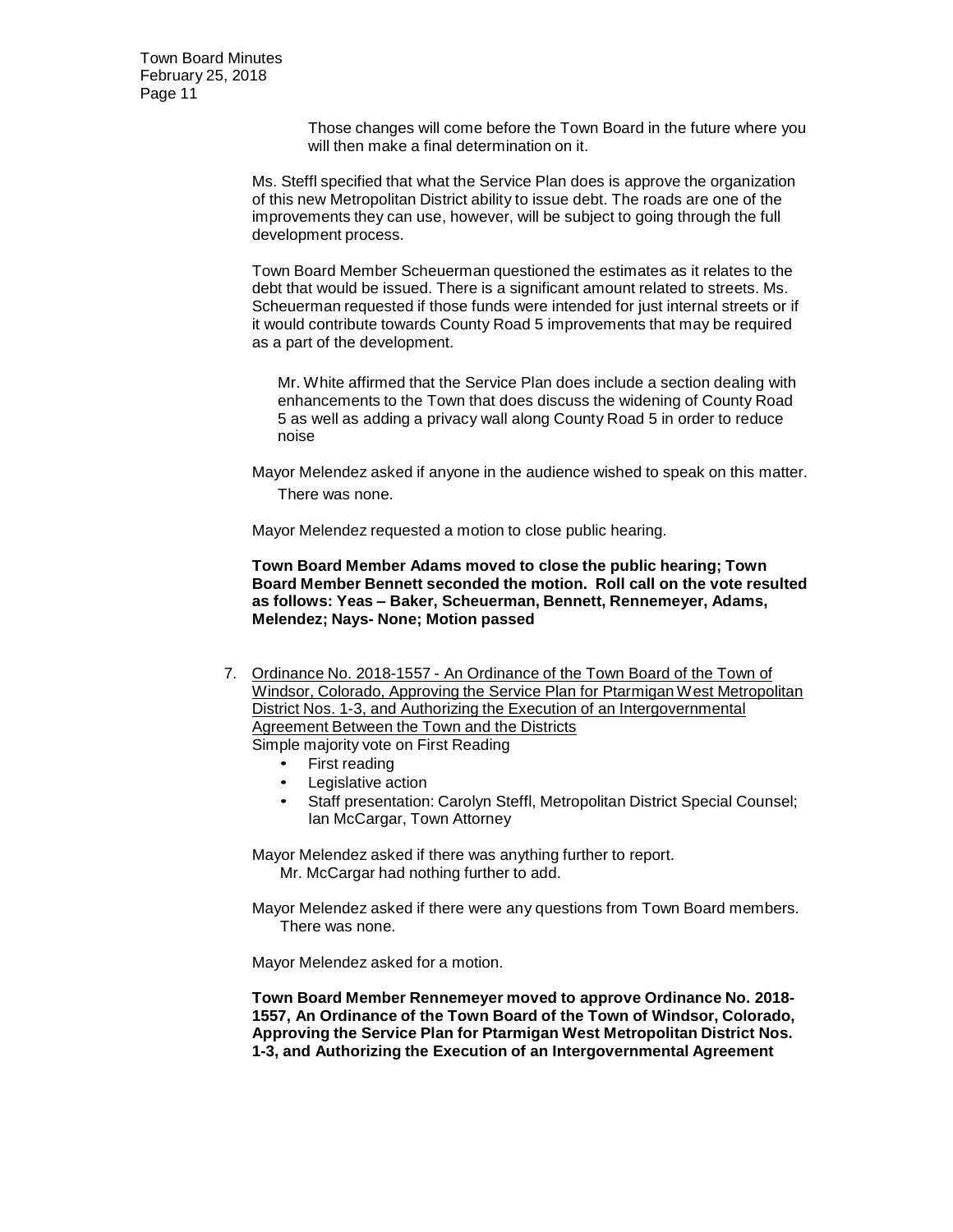Those changes will come before the Town Board in the future where you will then make a final determination on it.

Ms. Steffl specified that what the Service Plan does is approve the organization of this new Metropolitan District ability to issue debt. The roads are one of the improvements they can use, however, will be subject to going through the full development process.

Town Board Member Scheuerman questioned the estimates as it relates to the debt that would be issued. There is a significant amount related to streets. Ms. Scheuerman requested if those funds were intended for just internal streets or if it would contribute towards County Road 5 improvements that may be required as a part of the development.

Mr. White affirmed that the Service Plan does include a section dealing with enhancements to the Town that does discuss the widening of County Road 5 as well as adding a privacy wall along County Road 5 in order to reduce noise

Mayor Melendez asked if anyone in the audience wished to speak on this matter.
There was none.

Mayor Melendez requested a motion to close public hearing.

**Town Board Member Adams moved to close the public hearing; Town Board Member Bennett seconded the motion. Roll call on the vote resulted as follows: Yeas – Baker, Scheuerman, Bennett, Rennemeyer, Adams, Melendez; Nays- None; Motion passed**

7. Ordinance No. 2018-1557 - An Ordinance of the Town Board of the Town of Windsor, Colorado, Approving the Service Plan for Ptarmigan West Metropolitan District Nos. 1-3, and Authorizing the Execution of an Intergovernmental Agreement Between the Town and the Districts
   Simple majority vote on First Reading
   - First reading
   - Legislative action
   - Staff presentation: Carolyn Steffl, Metropolitan District Special Counsel; Ian McCargar, Town Attorney

   Mayor Melendez asked if there was anything further to report.
   Mr. McCargar had nothing further to add.

   Mayor Melendez asked if there were any questions from Town Board members.
   There was none.

   Mayor Melendez asked for a motion.

   **Town Board Member Rennemeyer moved to approve Ordinance No. 2018-1557, An Ordinance of the Town Board of the Town of Windsor, Colorado, Approving the Service Plan for Ptarmigan West Metropolitan District Nos. 1-3, and Authorizing the Execution of an Intergovernmental Agreement**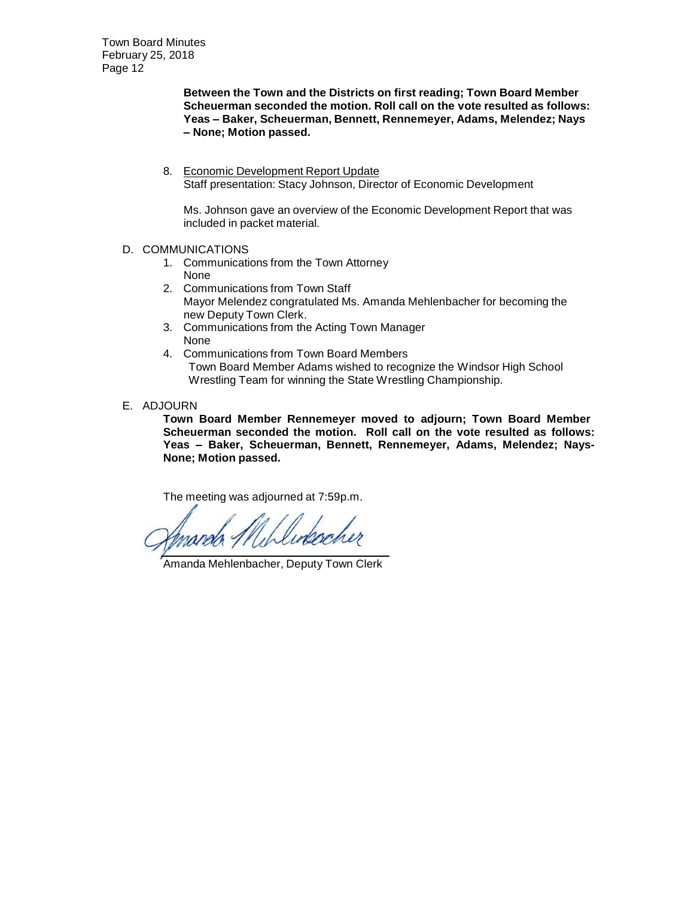**Between the Town and the Districts on first reading; Town Board Member Scheuerman seconded the motion. Roll call on the vote resulted as follows: Yeas – Baker, Scheuerman, Bennett, Rennemeyer, Adams, Melendez; Nays – None; Motion passed.**

8. Economic Development Report Update
   Staff presentation: Stacy Johnson, Director of Economic Development

   Ms. Johnson gave an overview of the Economic Development Report that was included in packet material.

D. COMMUNICATIONS
   1. Communications from the Town Attorney
      None
   2. Communications from Town Staff
      Mayor Melendez congratulated Ms. Amanda Mehlenbacher for becoming the new Deputy Town Clerk.
   3. Communications from the Acting Town Manager
      None
   4. Communications from Town Board Members
      Town Board Member Adams wished to recognize the Windsor High School Wrestling Team for winning the State Wrestling Championship.

E. ADJOURN

   **Town Board Member Rennemeyer moved to adjourn; Town Board Member Scheuerman seconded the motion. Roll call on the vote resulted as follows: Yeas – Baker, Scheuerman, Bennett, Rennemeyer, Adams, Melendez; Nays-None; Motion passed.**

The meeting was adjourned at 7:59p.m.

Amanda Mehlenbacher, Deputy Town Clerk